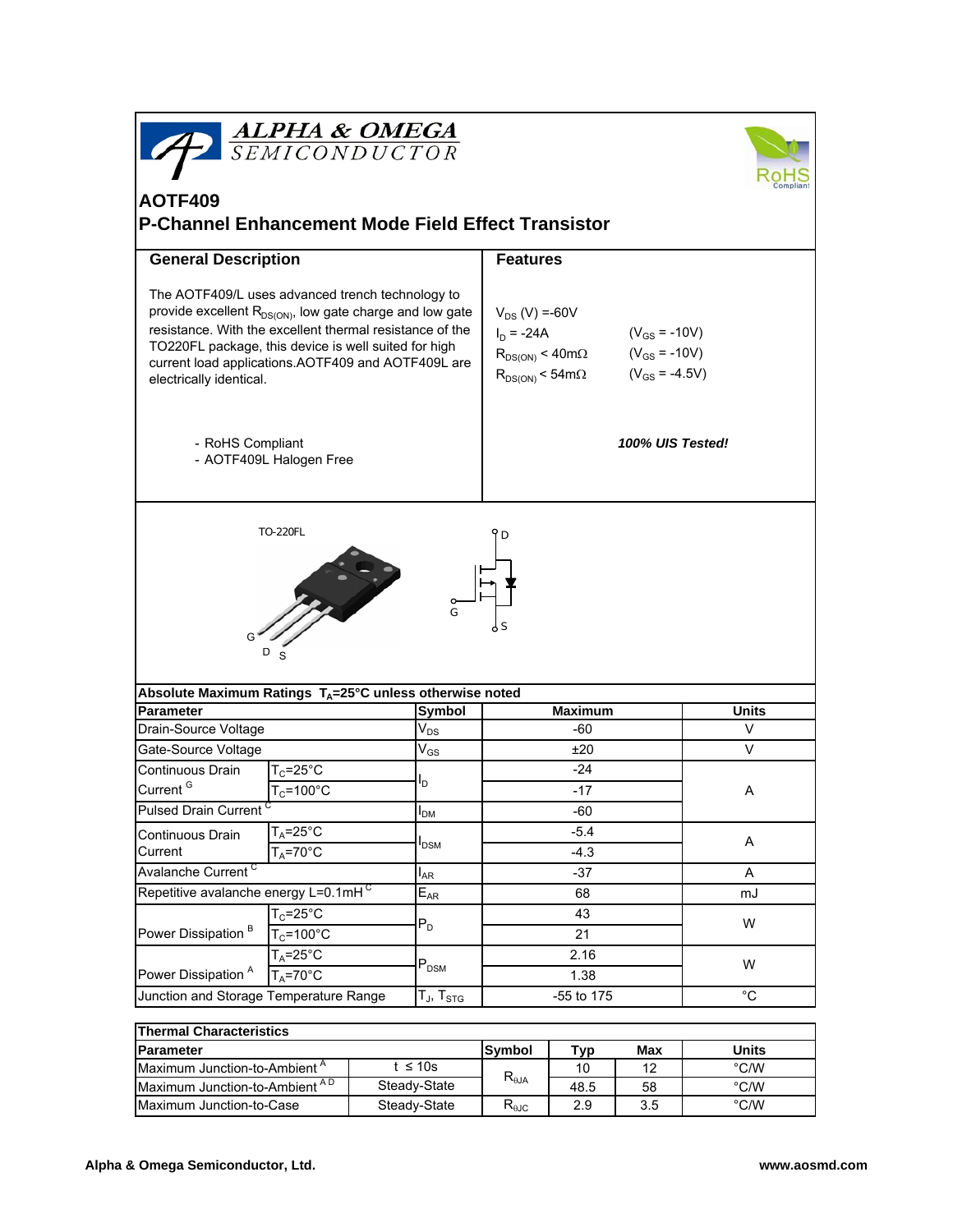ALPHA & OMEGA SEMICONDUCTOR

RoHS Compliant

# AOTF409

## P-Channel Enhancement Mode Field Effect Transistor

### General Description

The AOTF409/L uses advanced trench technology to provide excellent $R_{DS(ON)}$, low gate charge and low gate resistance. With the excellent thermal resistance of the TO220FL package, this device is well suited for high current load applications.AOTF409 and AOTF409L are electrically identical.

- RoHS Compliant
- AOTF409L Halogen Free

### Features

$V_{DS}$ (V) =-60V

$I_D$ = -24A ($V_{GS}$ = -10V)

$R_{DS(ON)}$ < 40mΩ ($V_{GS}$ = -10V)

$R_{DS(ON)}$ < 54mΩ ($V_{GS}$ = -4.5V)

***100% UIS Tested!***

TO-220FL

G D S

D

G

S

**Absolute Maximum Ratings $T_A$=25°C unless otherwise noted**

| Parameter | | Symbol | Maximum | Units |
|---|---|---|---|---|
| Drain-Source Voltage | | $V_{DS}$ | -60 | V |
| Gate-Source Voltage | | $V_{GS}$ | ±20 | V |
| Continuous Drain Current [G] | $T_C$=25°C | $I_D$ | -24 | A |
| | $T_C$=100°C | | -17 | |
| Pulsed Drain Current [C] | | $I_{DM}$ | -60 | |
| Continuous Drain Current | $T_A$=25°C | $I_{DSM}$ | -5.4 | A |
| | $T_A$=70°C | | -4.3 | |
| Avalanche Current [C] | | $I_{AR}$ | -37 | A |
| Repetitive avalanche energy L=0.1mH [C] | | $E_{AR}$ | 68 | mJ |
| Power Dissipation [B] | $T_C$=25°C | $P_D$ | 43 | W |
| | $T_C$=100°C | | 21 | |
| Power Dissipation [A] | $T_A$=25°C | $P_{DSM}$ | 2.16 | W |
| | $T_A$=70°C | | 1.38 | |
| Junction and Storage Temperature Range | | $T_J$, $T_{STG}$ | -55 to 175 | °C |

**Thermal Characteristics**

| Parameter | | Symbol | Typ | Max | Units |
|---|---|---|---|---|---|
| Maximum Junction-to-Ambient [A] | t ≤ 10s | $R_{\theta JA}$ | 10 | 12 | °C/W |
| Maximum Junction-to-Ambient [A D] | Steady-State | | 48.5 | 58 | °C/W |
| Maximum Junction-to-Case | Steady-State | $R_{\theta JC}$ | 2.9 | 3.5 | °C/W |

Alpha & Omega Semiconductor, Ltd. www.aosmd.com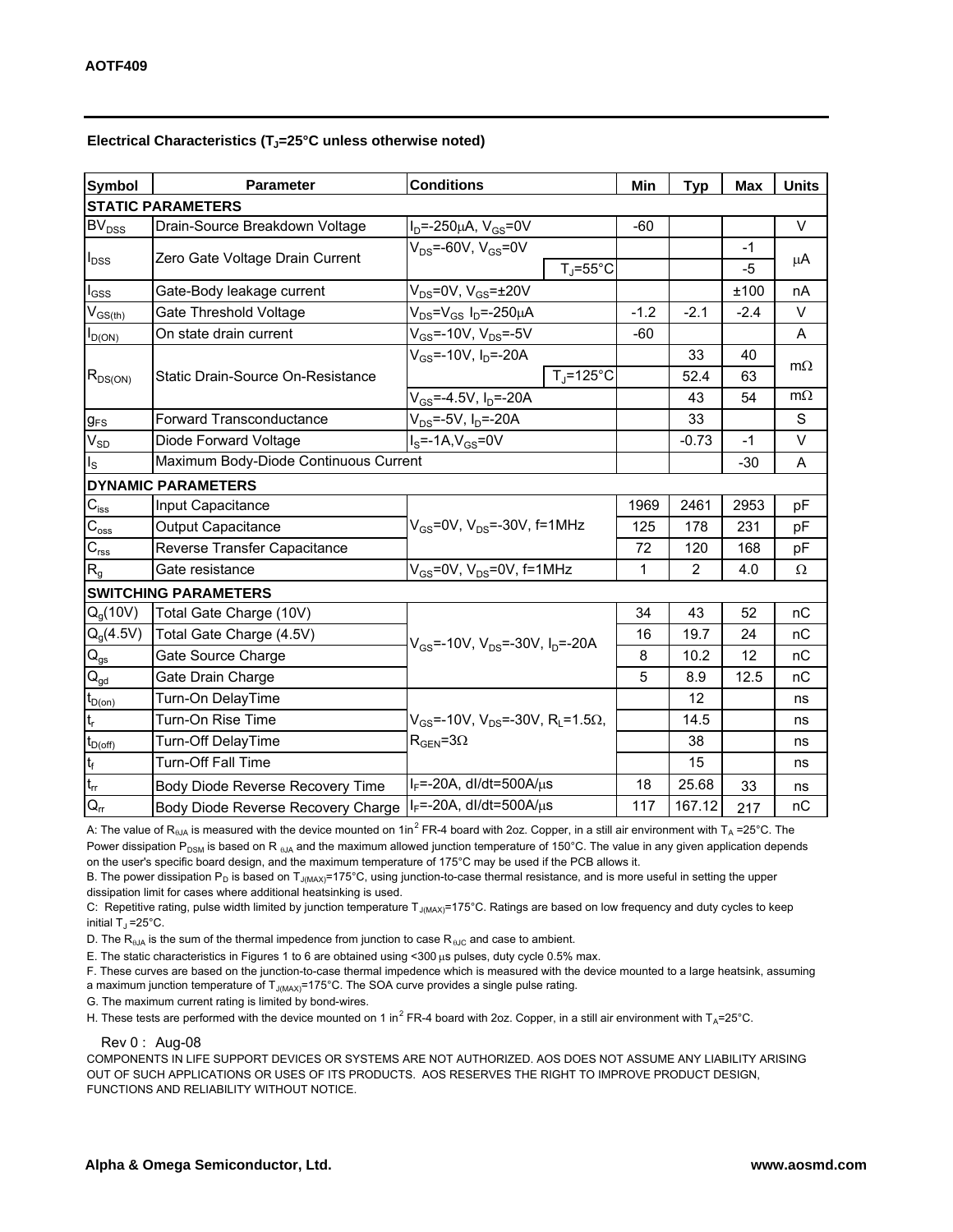**Electrical Characteristics ($T_J$=25°C unless otherwise noted)**

| Symbol | Parameter | Conditions | | Min | Typ | Max | Units |
|---|---|---|---|---|---|---|---|
| **STATIC PARAMETERS** | | | | | | | |
| $BV_{DSS}$ | Drain-Source Breakdown Voltage | $I_D$=-250µA, $V_{GS}$=0V | | -60 | | | V |
| $I_{DSS}$ | Zero Gate Voltage Drain Current | $V_{DS}$=-60V, $V_{GS}$=0V | | | | -1 | µA |
| | | | $T_J$=55°C | | | -5 | |
| $I_{GSS}$ | Gate-Body leakage current | $V_{DS}$=0V, $V_{GS}$=±20V | | | | ±100 | nA |
| $V_{GS(th)}$ | Gate Threshold Voltage | $V_{DS}$=$V_{GS}$ $I_D$=-250µA | | -1.2 | -2.1 | -2.4 | V |
| $I_{D(ON)}$ | On state drain current | $V_{GS}$=-10V, $V_{DS}$=-5V | | -60 | | | A |
| $R_{DS(ON)}$ | Static Drain-Source On-Resistance | $V_{GS}$=-10V, $I_D$=-20A | | | 33 | 40 | mΩ |
| | | | $T_J$=125°C | | 52.4 | 63 | |
| | | $V_{GS}$=-4.5V, $I_D$=-20A | | | 43 | 54 | mΩ |
| $g_{FS}$ | Forward Transconductance | $V_{DS}$=-5V, $I_D$=-20A | | | 33 | | S |
| $V_{SD}$ | Diode Forward Voltage | $I_S$=-1A,$V_{GS}$=0V | | | -0.73 | -1 | V |
| $I_S$ | Maximum Body-Diode Continuous Current | | | | | -30 | A |
| **DYNAMIC PARAMETERS** | | | | | | | |
| $C_{iss}$ | Input Capacitance | $V_{GS}$=0V, $V_{DS}$=-30V, f=1MHz | | 1969 | 2461 | 2953 | pF |
| $C_{oss}$ | Output Capacitance | | | 125 | 178 | 231 | pF |
| $C_{rss}$ | Reverse Transfer Capacitance | | | 72 | 120 | 168 | pF |
| $R_g$ | Gate resistance | $V_{GS}$=0V, $V_{DS}$=0V, f=1MHz | | 1 | 2 | 4.0 | Ω |
| **SWITCHING PARAMETERS** | | | | | | | |
| $Q_g$(10V) | Total Gate Charge (10V) | $V_{GS}$=-10V, $V_{DS}$=-30V, $I_D$=-20A | | 34 | 43 | 52 | nC |
| $Q_g$(4.5V) | Total Gate Charge (4.5V) | | | 16 | 19.7 | 24 | nC |
| $Q_{gs}$ | Gate Source Charge | | | 8 | 10.2 | 12 | nC |
| $Q_{gd}$ | Gate Drain Charge | | | 5 | 8.9 | 12.5 | nC |
| $t_{D(on)}$ | Turn-On DelayTime | $V_{GS}$=-10V, $V_{DS}$=-30V, $R_L$=1.5Ω, $R_{GEN}$=3Ω | | | 12 | | ns |
| $t_r$ | Turn-On Rise Time | | | | 14.5 | | ns |
| $t_{D(off)}$ | Turn-Off DelayTime | | | | 38 | | ns |
| $t_f$ | Turn-Off Fall Time | | | | 15 | | ns |
| $t_{rr}$ | Body Diode Reverse Recovery Time | $I_F$=-20A, dI/dt=500A/µs | | 18 | 25.68 | 33 | ns |
| $Q_{rr}$ | Body Diode Reverse Recovery Charge | $I_F$=-20A, dI/dt=500A/µs | | 117 | 167.12 | 217 | nC |

A: The value of $R_{\theta JA}$ is measured with the device mounted on 1in[2] FR-4 board with 2oz. Copper, in a still air environment with $T_A$ =25°C. The Power dissipation $P_{DSM}$ is based on $R_{\theta JA}$ and the maximum allowed junction temperature of 150°C. The value in any given application depends on the user's specific board design, and the maximum temperature of 175°C may be used if the PCB allows it.

B. The power dissipation $P_D$ is based on $T_{J(MAX)}$=175°C, using junction-to-case thermal resistance, and is more useful in setting the upper dissipation limit for cases where additional heatsinking is used.

C: Repetitive rating, pulse width limited by junction temperature $T_{J(MAX)}$=175°C. Ratings are based on low frequency and duty cycles to keep initial $T_J$ =25°C.

D. The $R_{\theta JA}$ is the sum of the thermal impedence from junction to case $R_{\theta JC}$ and case to ambient.

E. The static characteristics in Figures 1 to 6 are obtained using <300 µs pulses, duty cycle 0.5% max.

F. These curves are based on the junction-to-case thermal impedence which is measured with the device mounted to a large heatsink, assuming a maximum junction temperature of $T_{J(MAX)}$=175°C. The SOA curve provides a single pulse rating.

G. The maximum current rating is limited by bond-wires.

H. These tests are performed with the device mounted on 1 in[2] FR-4 board with 2oz. Copper, in a still air environment with $T_A$=25°C.

Rev 0 : Aug-08

COMPONENTS IN LIFE SUPPORT DEVICES OR SYSTEMS ARE NOT AUTHORIZED. AOS DOES NOT ASSUME ANY LIABILITY ARISING OUT OF SUCH APPLICATIONS OR USES OF ITS PRODUCTS. AOS RESERVES THE RIGHT TO IMPROVE PRODUCT DESIGN, FUNCTIONS AND RELIABILITY WITHOUT NOTICE.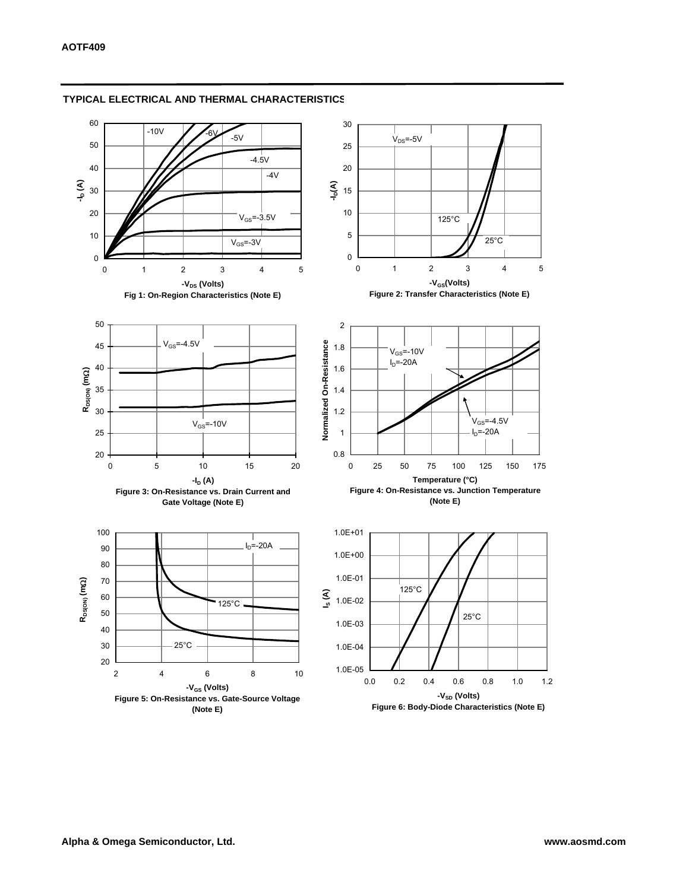## TYPICAL ELECTRICAL AND THERMAL CHARACTERISTICS

Fig 1: On-Region Characteristics (Note E)

Figure 2: Transfer Characteristics (Note E)

Figure 3: On-Resistance vs. Drain Current and Gate Voltage (Note E)

Figure 4: On-Resistance vs. Junction Temperature (Note E)

Figure 5: On-Resistance vs. Gate-Source Voltage (Note E)

Figure 6: Body-Diode Characteristics (Note E)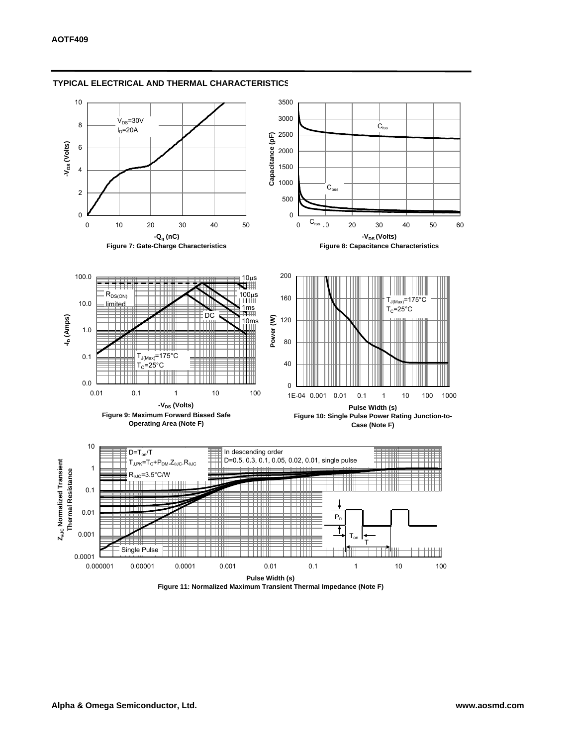## TYPICAL ELECTRICAL AND THERMAL CHARACTERISTICS

$V_{DS}$=30V
$I_D$=20A

$-V_{GS}$ (Volts)

$-Q_g$ (nC)

Figure 7: Gate-Charge Characteristics

$C_{iss}$

$C_{oss}$

$C_{rss}$

Capacitance (pF)

$-V_{DS}$ (Volts)

Figure 8: Capacitance Characteristics

10μs

100μs

1ms

10ms

DC

$R_{DS(ON)}$ limited

$T_{J(Max)}$=175°C
$T_C$=25°C

$-I_D$ (Amps)

$-V_{DS}$ (Volts)

Figure 9: Maximum Forward Biased Safe Operating Area (Note F)

$T_{J(Max)}$=175°C
$T_C$=25°C

Power (W)

Pulse Width (s)

Figure 10: Single Pulse Power Rating Junction-to-Case (Note F)

$D=T_{on}/T$
$T_{J,PK}=T_C+P_{DM}.Z_{\theta JC}.R_{\theta JC}$
$R_{\theta JC}$=3.5°C/W

In descending order
D=0.5, 0.3, 0.1, 0.05, 0.02, 0.01, single pulse

Single Pulse

$P_D$

$T_{on}$

T

$Z_{\theta JC}$ Normalized Transient Thermal Resistance

Pulse Width (s)

Figure 11: Normalized Maximum Transient Thermal Impedance (Note F)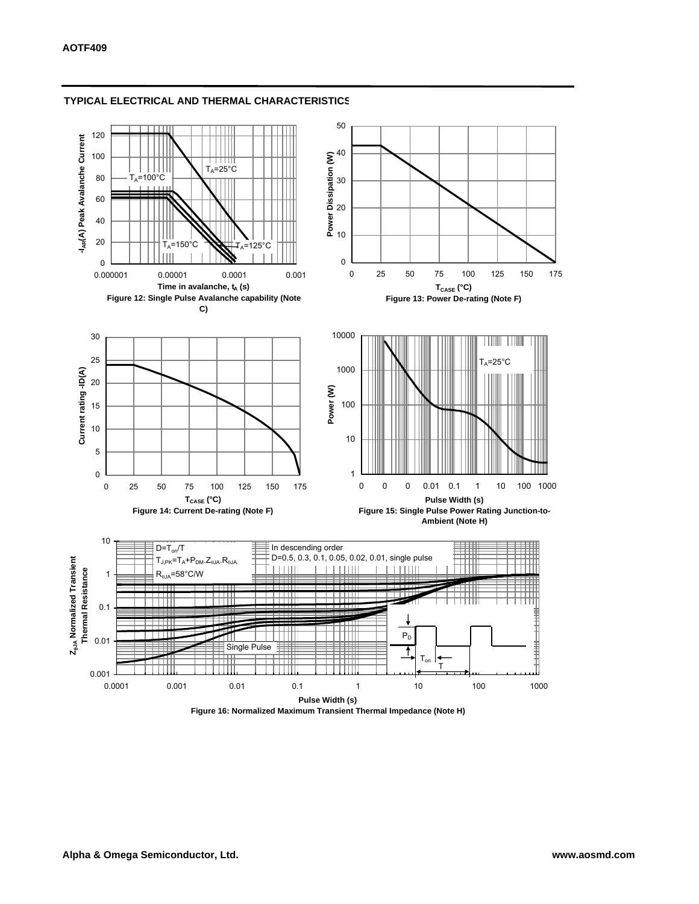## TYPICAL ELECTRICAL AND THERMAL CHARACTERISTICS

Figure 12: Single Pulse Avalanche capability (Note C)

Figure 13: Power De-rating (Note F)

Figure 14: Current De-rating (Note F)

Figure 15: Single Pulse Power Rating Junction-to-Ambient (Note H)

Figure 16: Normalized Maximum Transient Thermal Impedance (Note H)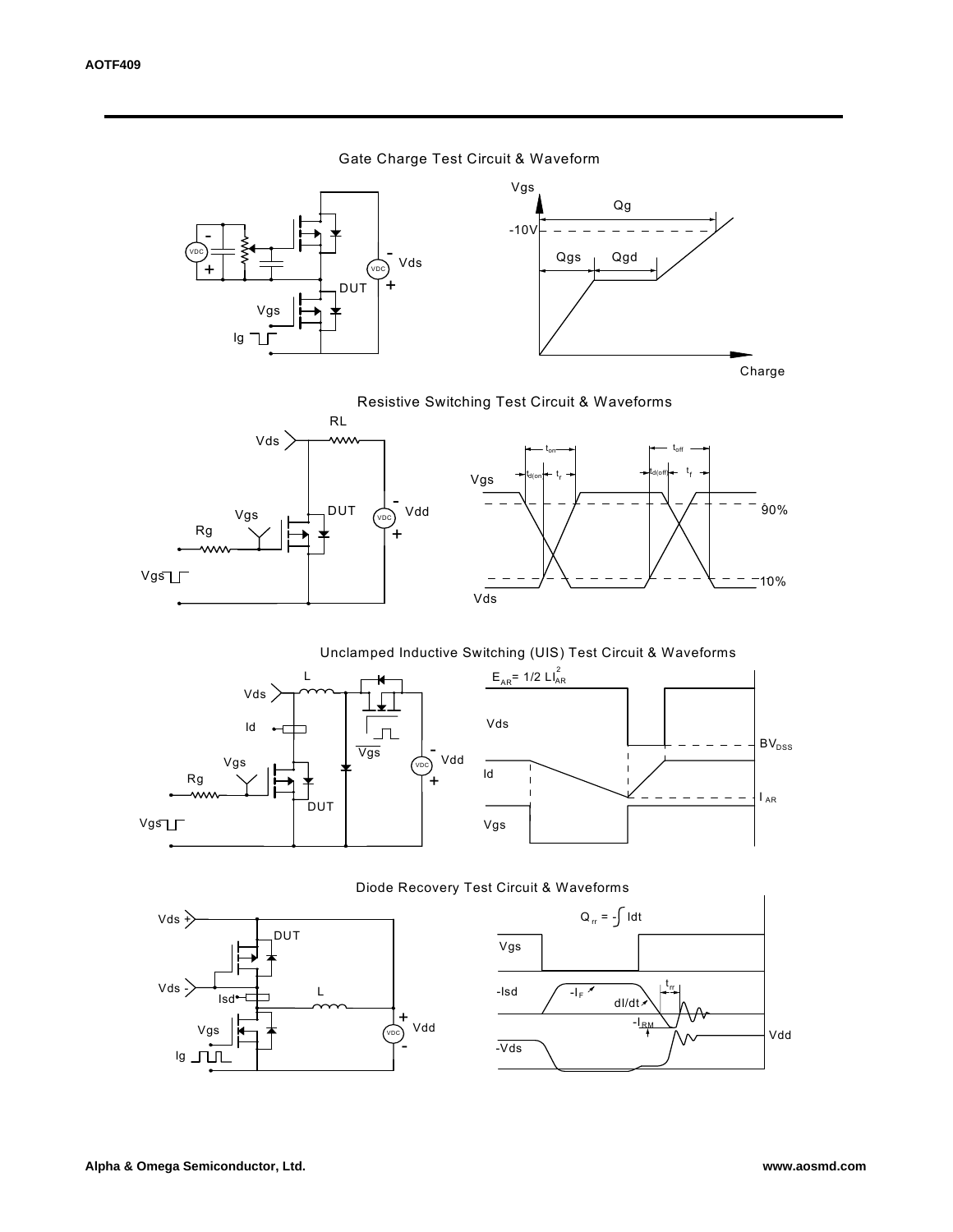## Gate Charge Test Circuit & Waveform

VDC
-
+
VDC
-
Vds
+
DUT
Vgs
Ig

Vgs
Qg
-10V
Qgs
Qgd
Charge

## Resistive Switching Test Circuit & Waveforms

RL
Vds
Vgs
DUT
Rg
VDC
-
Vdd
+
Vgs

$t_{on}$
$t_{off}$
$t_{d(on)}$
$t_r$
$t_{d(off)}$
$t_f$
Vgs
90%
10%
Vds

## Unclamped Inductive Switching (UIS) Test Circuit & Waveforms

L
Vds
Id
Vgs
Rg
DUT
Vgs
Vgs
VDC
-
Vdd
+

$E_{AR} = 1/2\ LI_{AR}^2$
Vds
$BV_{DSS}$
Id
$I_{AR}$
Vgs

## Diode Recovery Test Circuit & Waveforms

Vds +
DUT
Vds -
Isd
L
Vgs
Ig
+
VDC
Vdd
-

$Q_{rr} = -\int Idt$
Vgs
-Isd
$-I_F$
$t_{rr}$
dI/dt
$-I_{RM}$
Vdd
-Vds